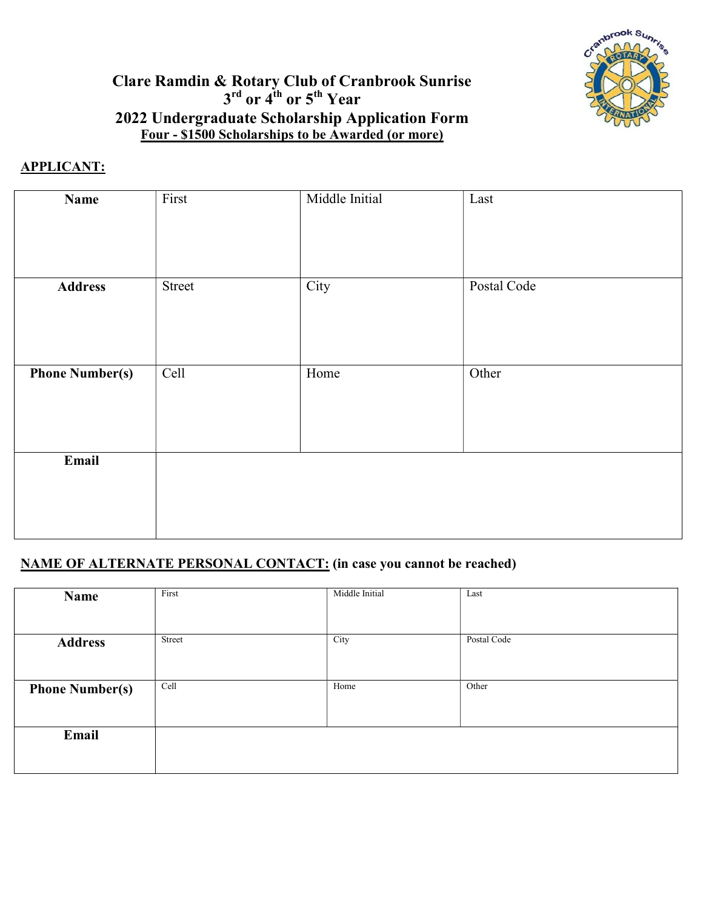# Clare Ramdin & Rotary Club of Cranbrook Sunrise
## 3rd or 4th or 5th Year
## 2022 Undergraduate Scholarship Application Form
**Four - $1500 Scholarships to be Awarded (or more)**

**APPLICANT:**

| | | | |
|---|---|---|---|
| **Name** | First | Middle Initial | Last |
| **Address** | Street | City | Postal Code |
| **Phone Number(s)** | Cell | Home | Other |
| **Email** | | | |

**NAME OF ALTERNATE PERSONAL CONTACT: (in case you cannot be reached)**

| | | | |
|---|---|---|---|
| **Name** | First | Middle Initial | Last |
| **Address** | Street | City | Postal Code |
| **Phone Number(s)** | Cell | Home | Other |
| **Email** | | | |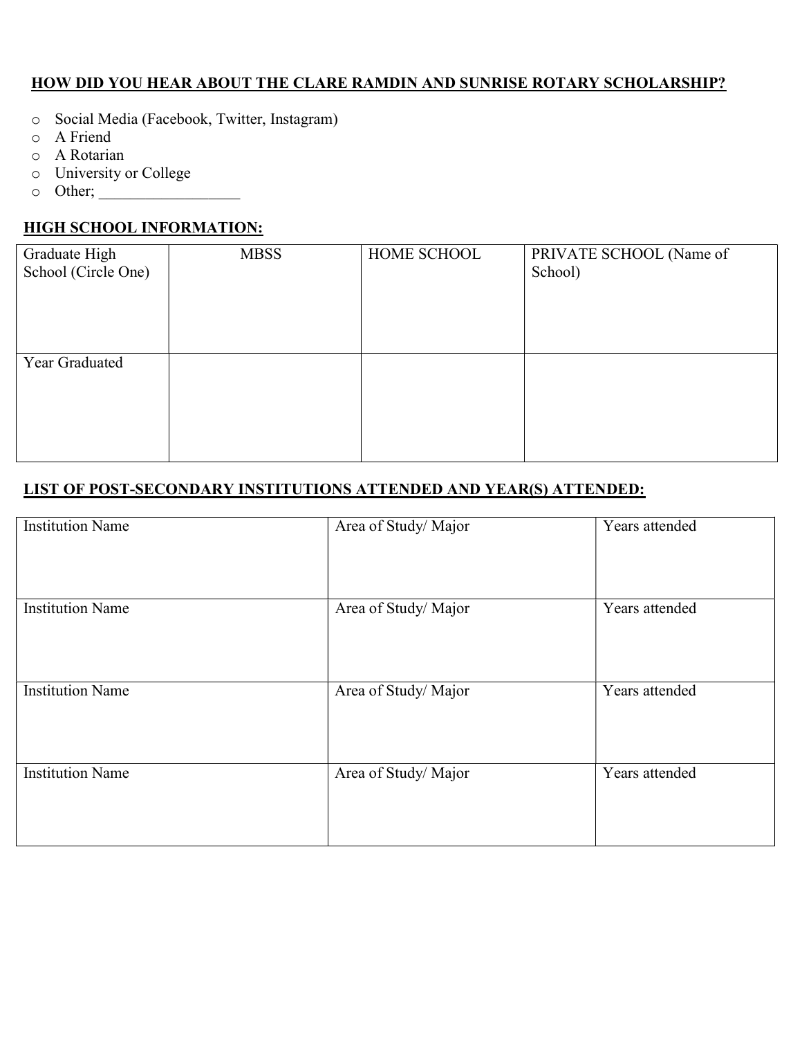## HOW DID YOU HEAR ABOUT THE CLARE RAMDIN AND SUNRISE ROTARY SCHOLARSHIP?

- o Social Media (Facebook, Twitter, Instagram)
- o A Friend
- o A Rotarian
- o University or College
- o Other; __________________

## HIGH SCHOOL INFORMATION:

| Graduate High School (Circle One) | MBSS | HOME SCHOOL | PRIVATE SCHOOL (Name of School) |
|---|---|---|---|
| Year Graduated | | | |

## LIST OF POST-SECONDARY INSTITUTIONS ATTENDED AND YEAR(S) ATTENDED:

| Institution Name | Area of Study/ Major | Years attended |
|---|---|---|
| Institution Name | Area of Study/ Major | Years attended |
| Institution Name | Area of Study/ Major | Years attended |
| Institution Name | Area of Study/ Major | Years attended |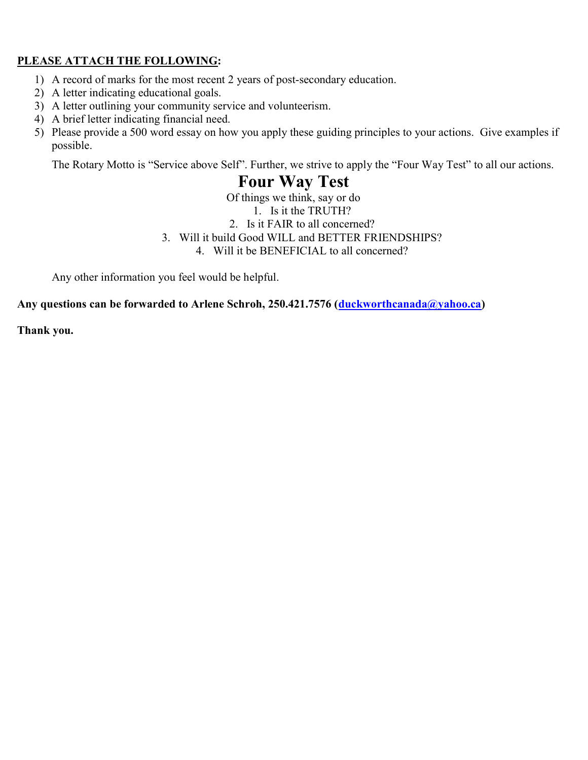**PLEASE ATTACH THE FOLLOWING:**

1) A record of marks for the most recent 2 years of post-secondary education.
2) A letter indicating educational goals.
3) A letter outlining your community service and volunteerism.
4) A brief letter indicating financial need.
5) Please provide a 500 word essay on how you apply these guiding principles to your actions. Give examples if possible.

The Rotary Motto is "Service above Self". Further, we strive to apply the "Four Way Test" to all our actions.

## Four Way Test

Of things we think, say or do

1. Is it the TRUTH?
2. Is it FAIR to all concerned?
3. Will it build Good WILL and BETTER FRIENDSHIPS?
4. Will it be BENEFICIAL to all concerned?

Any other information you feel would be helpful.

**Any questions can be forwarded to Arlene Schroh, 250.421.7576 (duckworthcanada@yahoo.ca)**

**Thank you.**